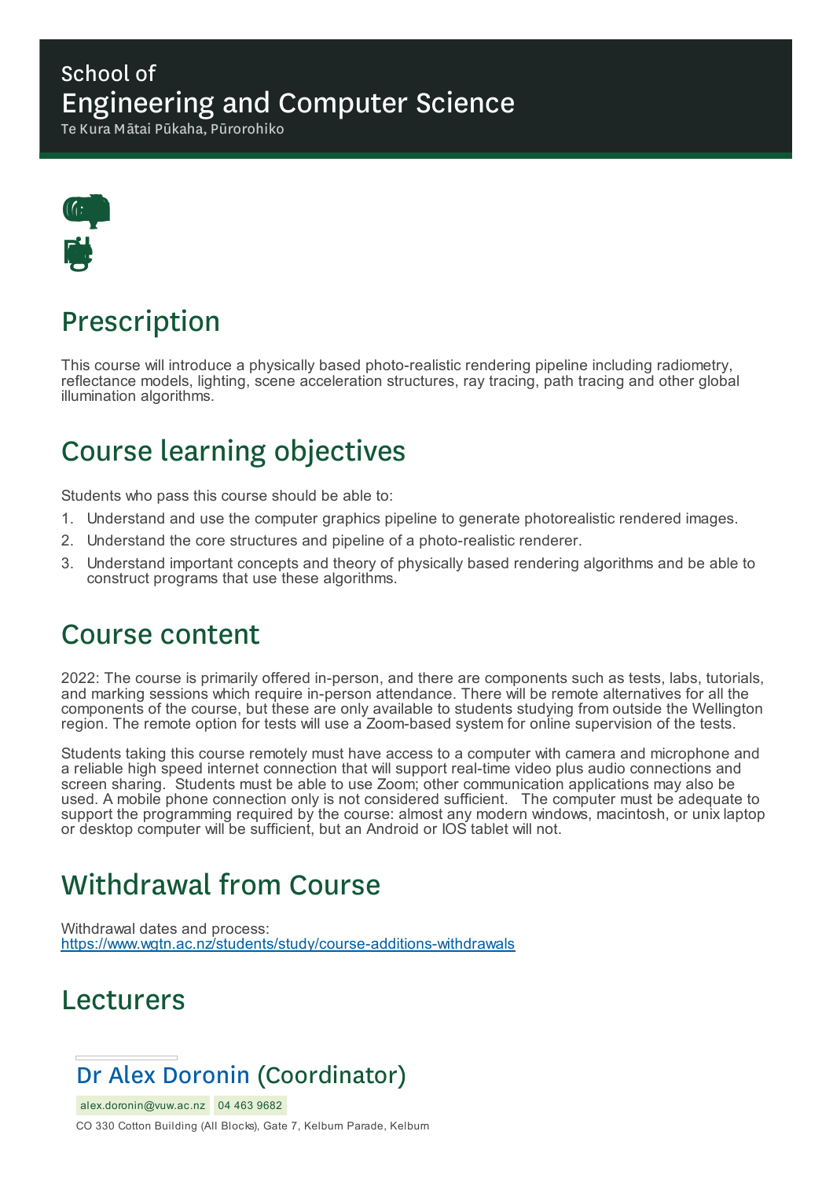School of
# Engineering and Computer Science
Te Kura Mātai Pūkaha, Pūrorohiko

## Prescription

This course will introduce a physically based photo-realistic rendering pipeline including radiometry, reflectance models, lighting, scene acceleration structures, ray tracing, path tracing and other global illumination algorithms.

## Course learning objectives

Students who pass this course should be able to:

1. Understand and use the computer graphics pipeline to generate photorealistic rendered images.
2. Understand the core structures and pipeline of a photo-realistic renderer.
3. Understand important concepts and theory of physically based rendering algorithms and be able to construct programs that use these algorithms.

## Course content

2022: The course is primarily offered in-person, and there are components such as tests, labs, tutorials, and marking sessions which require in-person attendance. There will be remote alternatives for all the components of the course, but these are only available to students studying from outside the Wellington region. The remote option for tests will use a Zoom-based system for online supervision of the tests.

Students taking this course remotely must have access to a computer with camera and microphone and a reliable high speed internet connection that will support real-time video plus audio connections and screen sharing. Students must be able to use Zoom; other communication applications may also be used. A mobile phone connection only is not considered sufficient. The computer must be adequate to support the programming required by the course: almost any modern windows, macintosh, or unix laptop or desktop computer will be sufficient, but an Android or IOS tablet will not.

## Withdrawal from Course

Withdrawal dates and process:
https://www.wgtn.ac.nz/students/study/course-additions-withdrawals

## Lecturers

### Dr Alex Doronin (Coordinator)

alex.doronin@vuw.ac.nz 04 463 9682

CO 330 Cotton Building (All Blocks), Gate 7, Kelburn Parade, Kelburn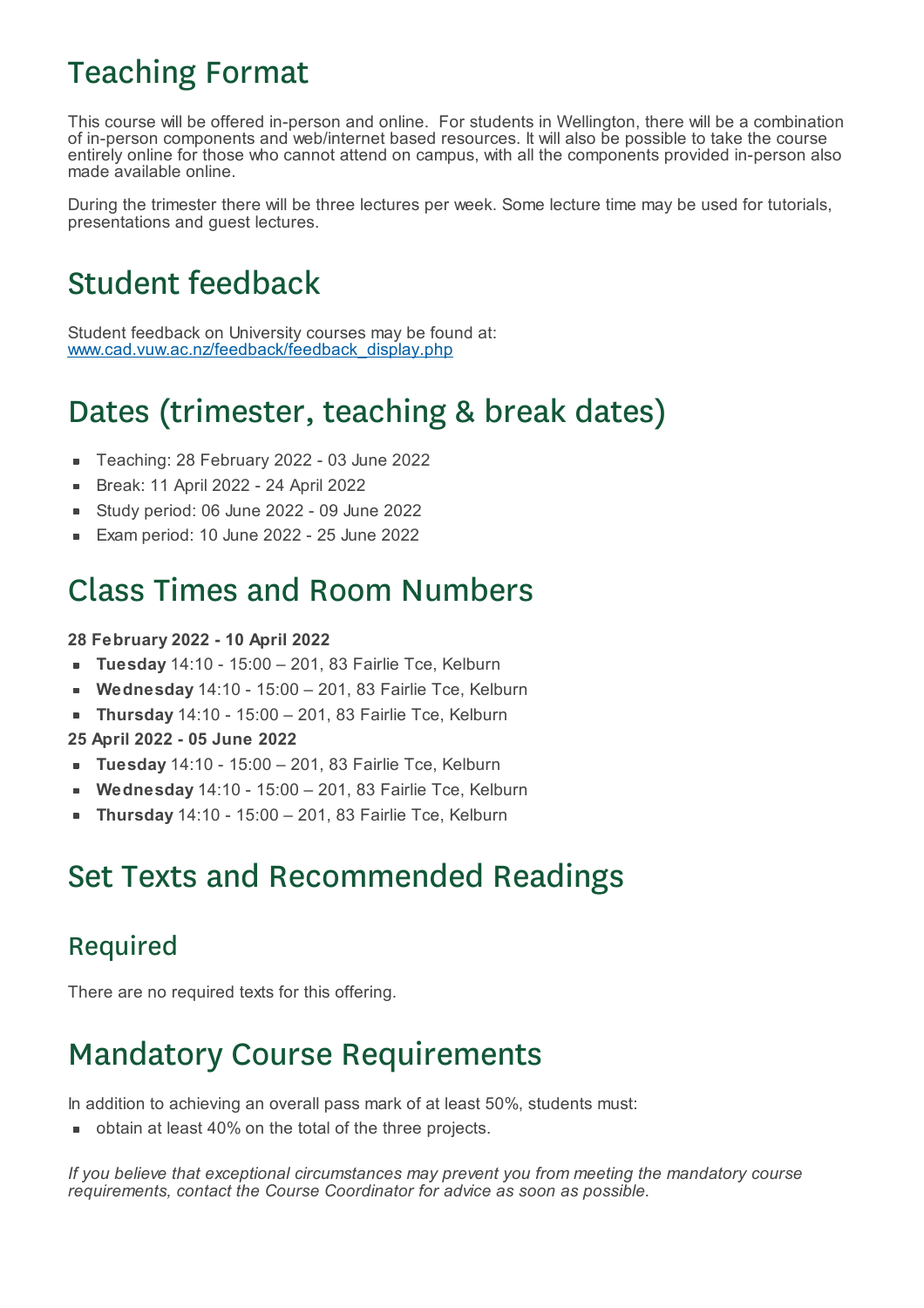# Teaching Format

This course will be offered in-person and online. For students in Wellington, there will be a combination of in-person components and web/internet based resources. It will also be possible to take the course entirely online for those who cannot attend on campus, with all the components provided in-person also made available online.

During the trimester there will be three lectures per week. Some lecture time may be used for tutorials, presentations and guest lectures.

# Student feedback

Student feedback on University courses may be found at: [www.cad.vuw.ac.nz/feedback/feedback_display.php](www.cad.vuw.ac.nz/feedback/feedback_display.php)

# Dates (trimester, teaching & break dates)

- Teaching: 28 February 2022 - 03 June 2022
- Break: 11 April 2022 - 24 April 2022
- Study period: 06 June 2022 - 09 June 2022
- Exam period: 10 June 2022 - 25 June 2022

# Class Times and Room Numbers

**28 February 2022 - 10 April 2022**

- **Tuesday** 14:10 - 15:00 – 201, 83 Fairlie Tce, Kelburn
- **Wednesday** 14:10 - 15:00 – 201, 83 Fairlie Tce, Kelburn
- **Thursday** 14:10 - 15:00 – 201, 83 Fairlie Tce, Kelburn

**25 April 2022 - 05 June 2022**

- **Tuesday** 14:10 - 15:00 – 201, 83 Fairlie Tce, Kelburn
- **Wednesday** 14:10 - 15:00 – 201, 83 Fairlie Tce, Kelburn
- **Thursday** 14:10 - 15:00 – 201, 83 Fairlie Tce, Kelburn

# Set Texts and Recommended Readings

## Required

There are no required texts for this offering.

# Mandatory Course Requirements

In addition to achieving an overall pass mark of at least 50%, students must:

- obtain at least 40% on the total of the three projects.

*If you believe that exceptional circumstances may prevent you from meeting the mandatory course requirements, contact the Course Coordinator for advice as soon as possible.*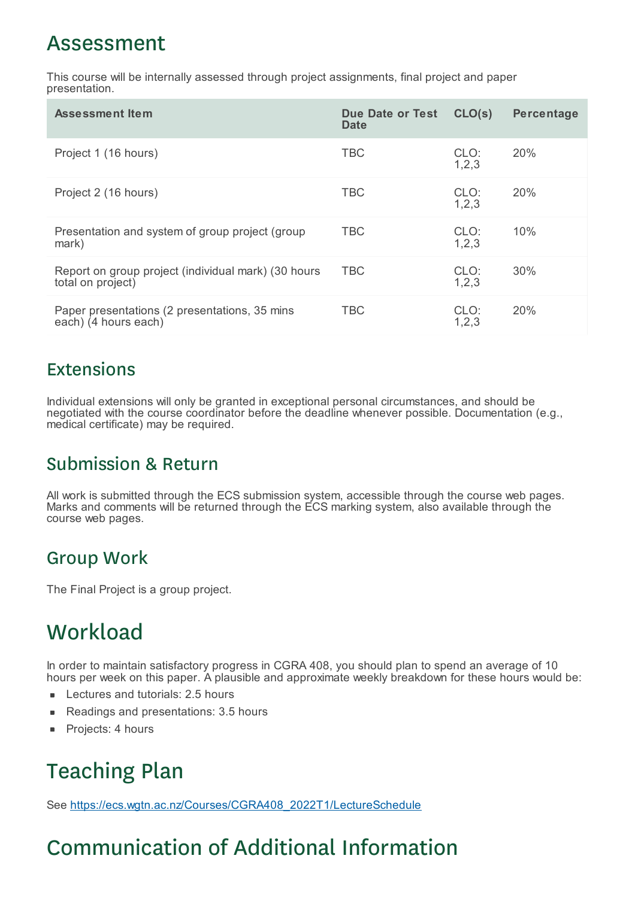# Assessment

This course will be internally assessed through project assignments, final project and paper presentation.

| Assessment Item | Due Date or Test Date | CLO(s) | Percentage |
|---|---|---|---|
| Project 1 (16 hours) | TBC | CLO: 1,2,3 | 20% |
| Project 2 (16 hours) | TBC | CLO: 1,2,3 | 20% |
| Presentation and system of group project (group mark) | TBC | CLO: 1,2,3 | 10% |
| Report on group project (individual mark) (30 hours total on project) | TBC | CLO: 1,2,3 | 30% |
| Paper presentations (2 presentations, 35 mins each) (4 hours each) | TBC | CLO: 1,2,3 | 20% |

## Extensions

Individual extensions will only be granted in exceptional personal circumstances, and should be negotiated with the course coordinator before the deadline whenever possible. Documentation (e.g., medical certificate) may be required.

## Submission & Return

All work is submitted through the ECS submission system, accessible through the course web pages. Marks and comments will be returned through the ECS marking system, also available through the course web pages.

## Group Work

The Final Project is a group project.

# Workload

In order to maintain satisfactory progress in CGRA 408, you should plan to spend an average of 10 hours per week on this paper. A plausible and approximate weekly breakdown for these hours would be:

- Lectures and tutorials: 2.5 hours
- Readings and presentations: 3.5 hours
- Projects: 4 hours

# Teaching Plan

See https://ecs.wgtn.ac.nz/Courses/CGRA408_2022T1/LectureSchedule

# Communication of Additional Information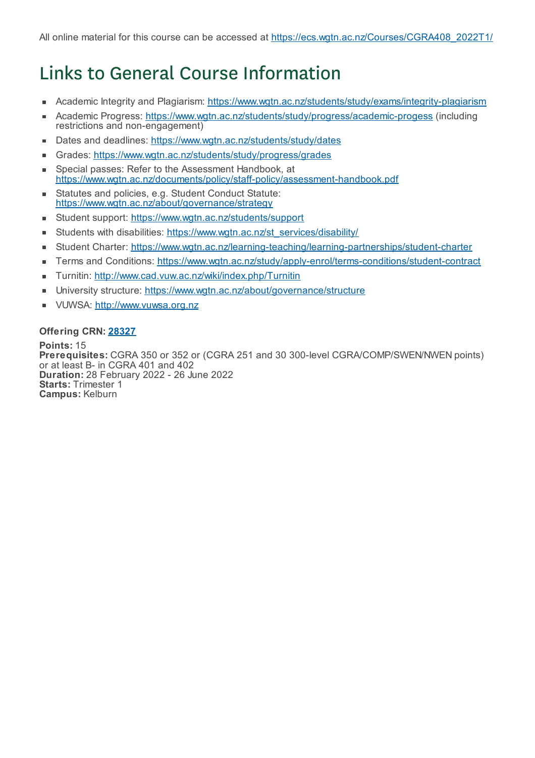All online material for this course can be accessed at [https://ecs.wgtn.ac.nz/Courses/CGRA408_2022T1/](https://ecs.wgtn.ac.nz/Courses/CGRA408_2022T1/)

# Links to General Course Information

- Academic Integrity and Plagiarism: [https://www.wgtn.ac.nz/students/study/exams/integrity-plagiarism](https://www.wgtn.ac.nz/students/study/exams/integrity-plagiarism)
- Academic Progress: [https://www.wgtn.ac.nz/students/study/progress/academic-progess](https://www.wgtn.ac.nz/students/study/progress/academic-progess) (including restrictions and non-engagement)
- Dates and deadlines: [https://www.wgtn.ac.nz/students/study/dates](https://www.wgtn.ac.nz/students/study/dates)
- Grades: [https://www.wgtn.ac.nz/students/study/progress/grades](https://www.wgtn.ac.nz/students/study/progress/grades)
- Special passes: Refer to the Assessment Handbook, at [https://www.wgtn.ac.nz/documents/policy/staff-policy/assessment-handbook.pdf](https://www.wgtn.ac.nz/documents/policy/staff-policy/assessment-handbook.pdf)
- Statutes and policies, e.g. Student Conduct Statute: [https://www.wgtn.ac.nz/about/governance/strategy](https://www.wgtn.ac.nz/about/governance/strategy)
- Student support: [https://www.wgtn.ac.nz/students/support](https://www.wgtn.ac.nz/students/support)
- Students with disabilities: [https://www.wgtn.ac.nz/st_services/disability/](https://www.wgtn.ac.nz/st_services/disability/)
- Student Charter: [https://www.wgtn.ac.nz/learning-teaching/learning-partnerships/student-charter](https://www.wgtn.ac.nz/learning-teaching/learning-partnerships/student-charter)
- Terms and Conditions: [https://www.wgtn.ac.nz/study/apply-enrol/terms-conditions/student-contract](https://www.wgtn.ac.nz/study/apply-enrol/terms-conditions/student-contract)
- Turnitin: [http://www.cad.vuw.ac.nz/wiki/index.php/Turnitin](http://www.cad.vuw.ac.nz/wiki/index.php/Turnitin)
- University structure: [https://www.wgtn.ac.nz/about/governance/structure](https://www.wgtn.ac.nz/about/governance/structure)
- VUWSA: [http://www.vuwsa.org.nz](http://www.vuwsa.org.nz)

**Offering CRN: 28327**

**Points:** 15
**Prerequisites:** CGRA 350 or 352 or (CGRA 251 and 30 300-level CGRA/COMP/SWEN/NWEN points) or at least B- in CGRA 401 and 402
**Duration:** 28 February 2022 - 26 June 2022
**Starts:** Trimester 1
**Campus:** Kelburn